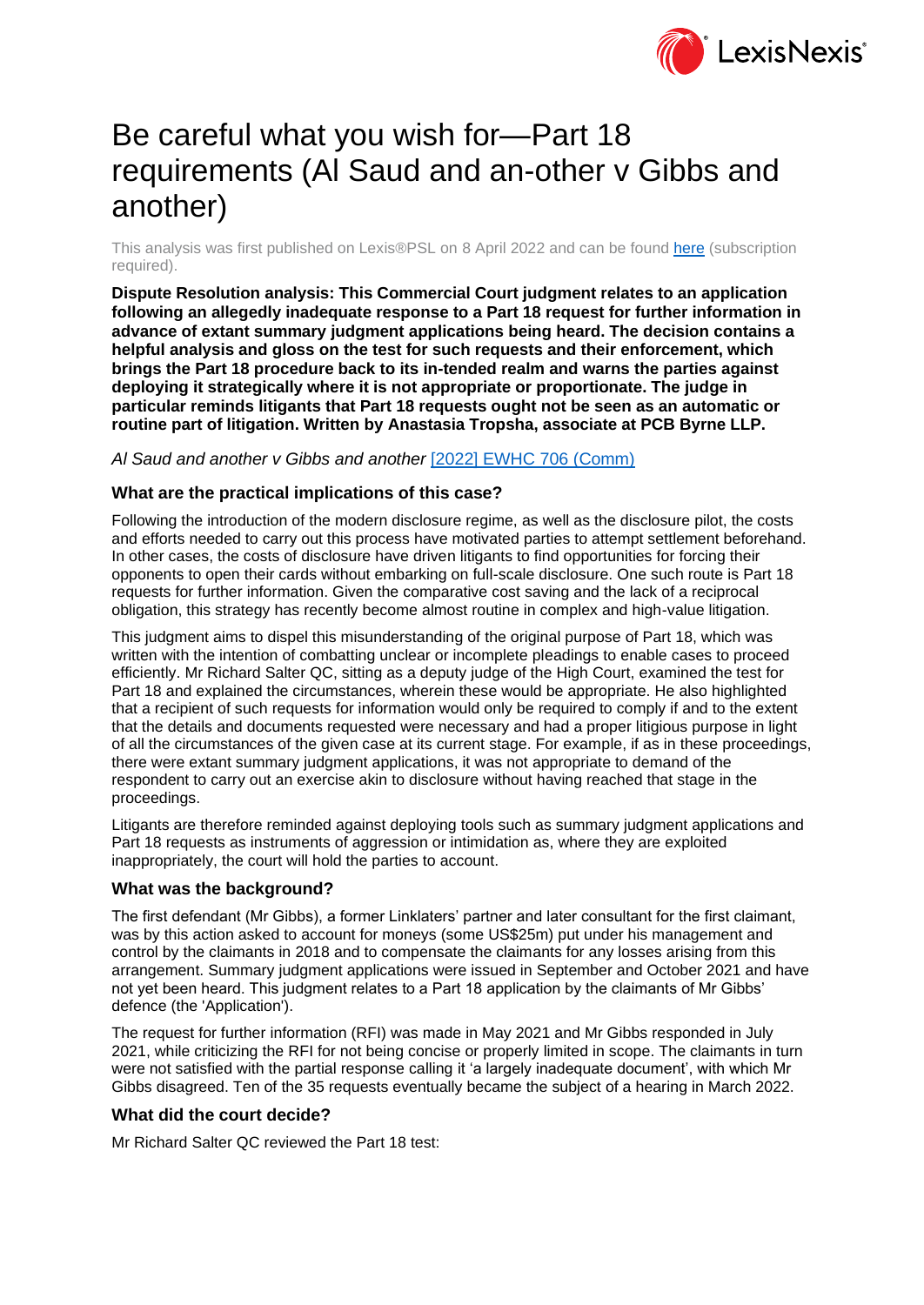# Be careful what you wish for—Part 18 requirements (Al Saud and an-other v Gibbs and another)

This analysis was first published on Lexis®PSL on 8 April 2022 and can be found [here](#) (subscription required).

**Dispute Resolution analysis: This Commercial Court judgment relates to an application following an allegedly inadequate response to a Part 18 request for further information in advance of extant summary judgment applications being heard. The decision contains a helpful analysis and gloss on the test for such requests and their enforcement, which brings the Part 18 procedure back to its in-tended realm and warns the parties against deploying it strategically where it is not appropriate or proportionate. The judge in particular reminds litigants that Part 18 requests ought not be seen as an automatic or routine part of litigation. Written by Anastasia Tropsha, associate at PCB Byrne LLP.**

*Al Saud and another v Gibbs and another* [[2022] EWHC 706 (Comm)](#)

### What are the practical implications of this case?

Following the introduction of the modern disclosure regime, as well as the disclosure pilot, the costs and efforts needed to carry out this process have motivated parties to attempt settlement beforehand. In other cases, the costs of disclosure have driven litigants to find opportunities for forcing their opponents to open their cards without embarking on full-scale disclosure. One such route is Part 18 requests for further information. Given the comparative cost saving and the lack of a reciprocal obligation, this strategy has recently become almost routine in complex and high-value litigation.

This judgment aims to dispel this misunderstanding of the original purpose of Part 18, which was written with the intention of combatting unclear or incomplete pleadings to enable cases to proceed efficiently. Mr Richard Salter QC, sitting as a deputy judge of the High Court, examined the test for Part 18 and explained the circumstances, wherein these would be appropriate. He also highlighted that a recipient of such requests for information would only be required to comply if and to the extent that the details and documents requested were necessary and had a proper litigious purpose in light of all the circumstances of the given case at its current stage. For example, if as in these proceedings, there were extant summary judgment applications, it was not appropriate to demand of the respondent to carry out an exercise akin to disclosure without having reached that stage in the proceedings.

Litigants are therefore reminded against deploying tools such as summary judgment applications and Part 18 requests as instruments of aggression or intimidation as, where they are exploited inappropriately, the court will hold the parties to account.

### What was the background?

The first defendant (Mr Gibbs), a former Linklaters' partner and later consultant for the first claimant, was by this action asked to account for moneys (some US$25m) put under his management and control by the claimants in 2018 and to compensate the claimants for any losses arising from this arrangement. Summary judgment applications were issued in September and October 2021 and have not yet been heard. This judgment relates to a Part 18 application by the claimants of Mr Gibbs' defence (the 'Application').

The request for further information (RFI) was made in May 2021 and Mr Gibbs responded in July 2021, while criticizing the RFI for not being concise or properly limited in scope. The claimants in turn were not satisfied with the partial response calling it 'a largely inadequate document', with which Mr Gibbs disagreed. Ten of the 35 requests eventually became the subject of a hearing in March 2022.

### What did the court decide?

Mr Richard Salter QC reviewed the Part 18 test: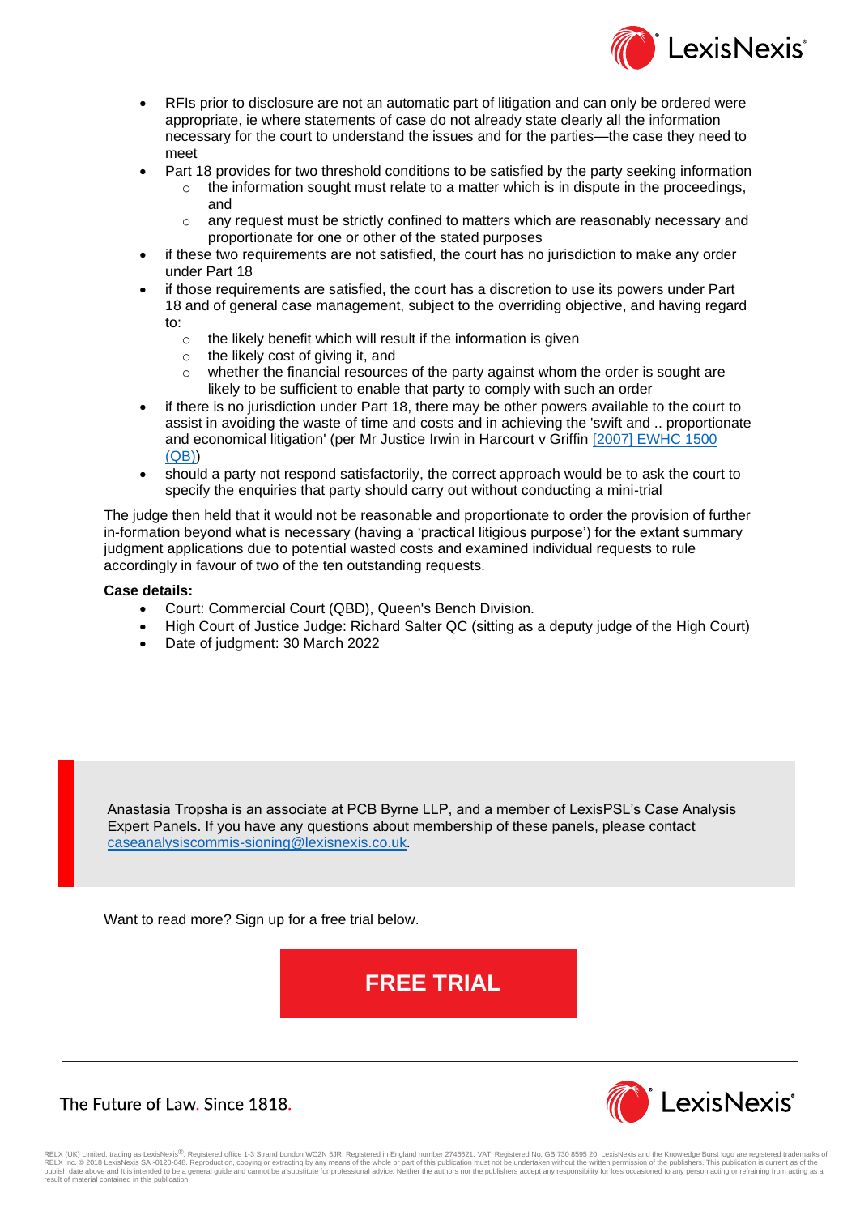- RFIs prior to disclosure are not an automatic part of litigation and can only be ordered were appropriate, ie where statements of case do not already state clearly all the information necessary for the court to understand the issues and for the parties—the case they need to meet
- Part 18 provides for two threshold conditions to be satisfied by the party seeking information
  - the information sought must relate to a matter which is in dispute in the proceedings, and
  - any request must be strictly confined to matters which are reasonably necessary and proportionate for one or other of the stated purposes
- if these two requirements are not satisfied, the court has no jurisdiction to make any order under Part 18
- if those requirements are satisfied, the court has a discretion to use its powers under Part 18 and of general case management, subject to the overriding objective, and having regard to:
  - the likely benefit which will result if the information is given
  - the likely cost of giving it, and
  - whether the financial resources of the party against whom the order is sought are likely to be sufficient to enable that party to comply with such an order
- if there is no jurisdiction under Part 18, there may be other powers available to the court to assist in avoiding the waste of time and costs and in achieving the 'swift and .. proportionate and economical litigation' (per Mr Justice Irwin in Harcourt v Griffin [2007] EWHC 1500 (QB))
- should a party not respond satisfactorily, the correct approach would be to ask the court to specify the enquiries that party should carry out without conducting a mini-trial

The judge then held that it would not be reasonable and proportionate to order the provision of further in-formation beyond what is necessary (having a 'practical litigious purpose') for the extant summary judgment applications due to potential wasted costs and examined individual requests to rule accordingly in favour of two of the ten outstanding requests.

**Case details:**

- Court: Commercial Court (QBD), Queen's Bench Division.
- High Court of Justice Judge: Richard Salter QC (sitting as a deputy judge of the High Court)
- Date of judgment: 30 March 2022

Anastasia Tropsha is an associate at PCB Byrne LLP, and a member of LexisPSL's Case Analysis Expert Panels. If you have any questions about membership of these panels, please contact caseanalysiscommis-sioning@lexisnexis.co.uk.

Want to read more? Sign up for a free trial below.

**FREE TRIAL**

The Future of Law. Since 1818.

RELX (UK) Limited, trading as LexisNexis®. Registered office 1-3 Strand London WC2N 5JR. Registered in England number 2746621. VAT Registered No. GB 730 8595 20. LexisNexis and the Knowledge Burst logo are registered trademarks of RELX Inc. © 2018 LexisNexis SA -0120-048. Reproduction, copying or extracting by any means of the whole or part of this publication must not be undertaken without the written permission of the publishers. This publication is current as of the publish date above and It is intended to be a general guide and cannot be a substitute for professional advice. Neither the authors nor the publishers accept any responsibility for loss occasioned to any person acting or refraining from acting as a result of material contained in this publication.